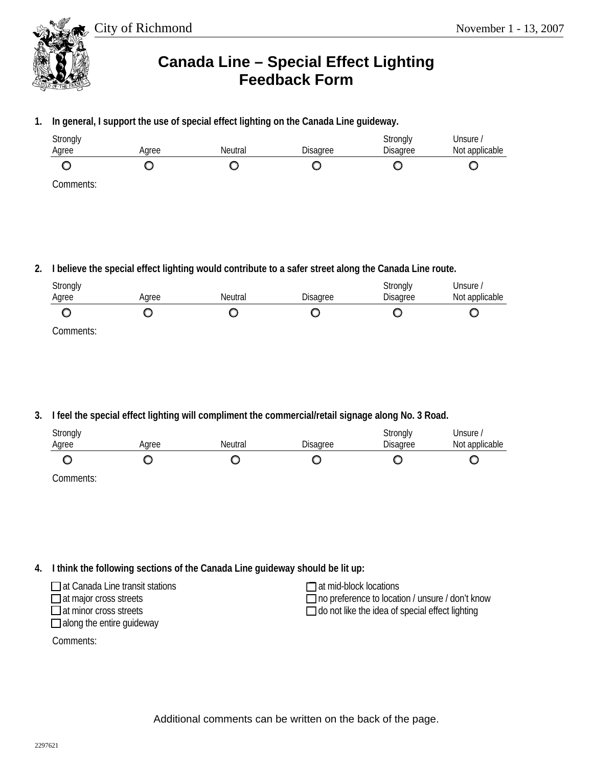City of Richmond

November 1 - 13, 2007

# Canada Line – Special Effect Lighting Feedback Form

**1. In general, I support the use of special effect lighting on the Canada Line guideway.**

| Strongly Agree | Agree | Neutral | Disagree | Strongly Disagree | Unsure / Not applicable |
|---|---|---|---|---|---|
| ○ | ○ | ○ | ○ | ○ | ○ |

Comments:

**2. I believe the special effect lighting would contribute to a safer street along the Canada Line route.**

| Strongly Agree | Agree | Neutral | Disagree | Strongly Disagree | Unsure / Not applicable |
|---|---|---|---|---|---|
| ○ | ○ | ○ | ○ | ○ | ○ |

Comments:

**3. I feel the special effect lighting will compliment the commercial/retail signage along No. 3 Road.**

| Strongly Agree | Agree | Neutral | Disagree | Strongly Disagree | Unsure / Not applicable |
|---|---|---|---|---|---|
| ○ | ○ | ○ | ○ | ○ | ○ |

Comments:

**4. I think the following sections of the Canada Line guideway should be lit up:**

- ☐ at Canada Line transit stations
- ☐ at major cross streets
- ☐ at minor cross streets
- ☐ along the entire guideway
- ☐ at mid-block locations
- ☐ no preference to location / unsure / don't know
- ☐ do not like the idea of special effect lighting

Comments:

Additional comments can be written on the back of the page.

2297621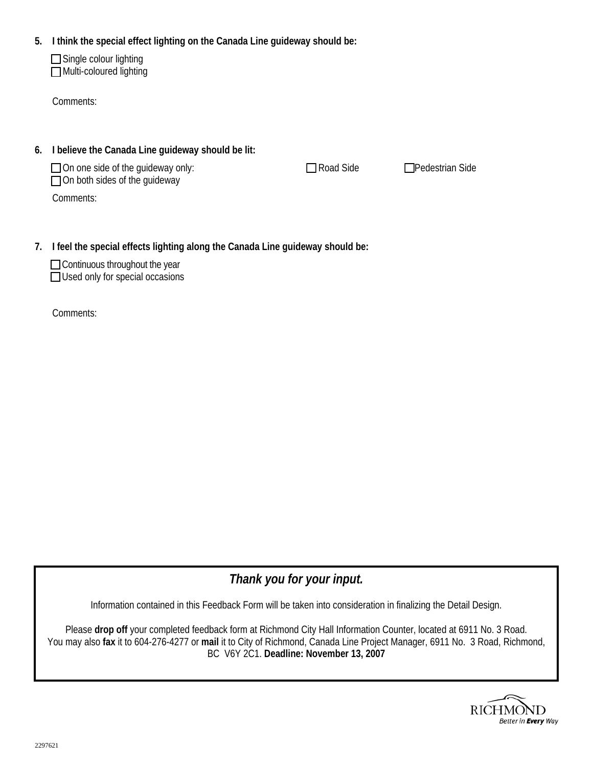5. **I think the special effect lighting on the Canada Line guideway should be:**

   ☐ Single colour lighting
   ☐ Multi-coloured lighting

   Comments:

6. **I believe the Canada Line guideway should be lit:**

   ☐ On one side of the guideway only: ☐ Road Side ☐ Pedestrian Side
   ☐ On both sides of the guideway

   Comments:

7. **I feel the special effects lighting along the Canada Line guideway should be:**

   ☐ Continuous throughout the year
   ☐ Used only for special occasions

   Comments:

***Thank you for your input.***

Information contained in this Feedback Form will be taken into consideration in finalizing the Detail Design.

Please **drop off** your completed feedback form at Richmond City Hall Information Counter, located at 6911 No. 3 Road. You may also **fax** it to 604-276-4277 or **mail** it to City of Richmond, Canada Line Project Manager, 6911 No. 3 Road, Richmond, BC V6Y 2C1. **Deadline: November 13, 2007**

RICHMOND
*Better in **Every** Way*

2297621